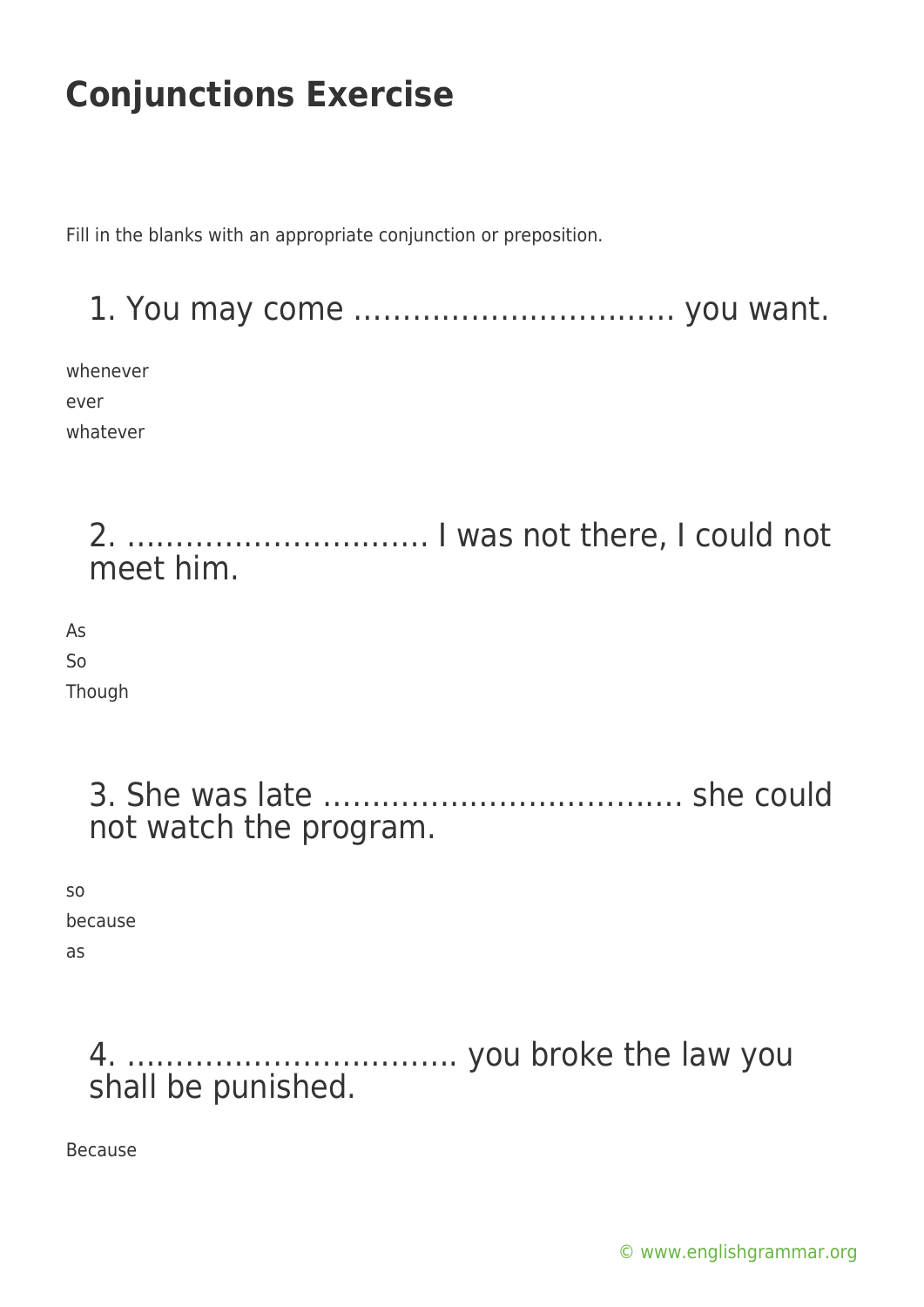# Conjunctions Exercise

Fill in the blanks with an appropriate conjunction or preposition.

## 1. You may come …………………………… you want.

whenever
ever
whatever

## 2. ………………………… I was not there, I could not meet him.

As
So
Though

## 3. She was late ………………………………. she could not watch the program.

so
because
as

## 4. ……………………………. you broke the law you shall be punished.

Because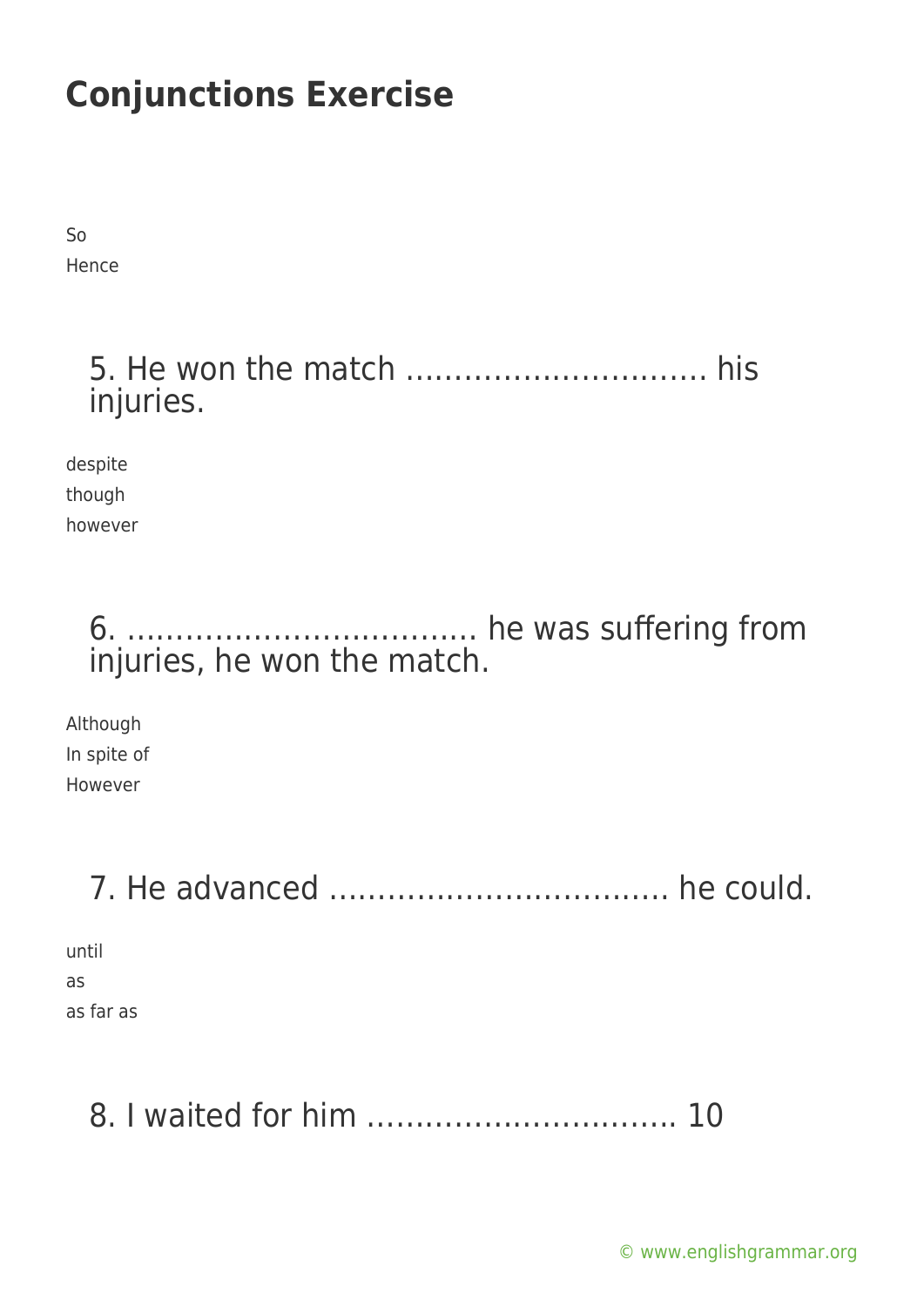# Conjunctions Exercise

So
Hence

### 5. He won the match ………………………… his injuries.

despite
though
however

### 6. ……………………………… he was suffering from injuries, he won the match.

Although
In spite of
However

### 7. He advanced ……………………………… he could.

until
as
as far as

### 8. I waited for him …………………………… 10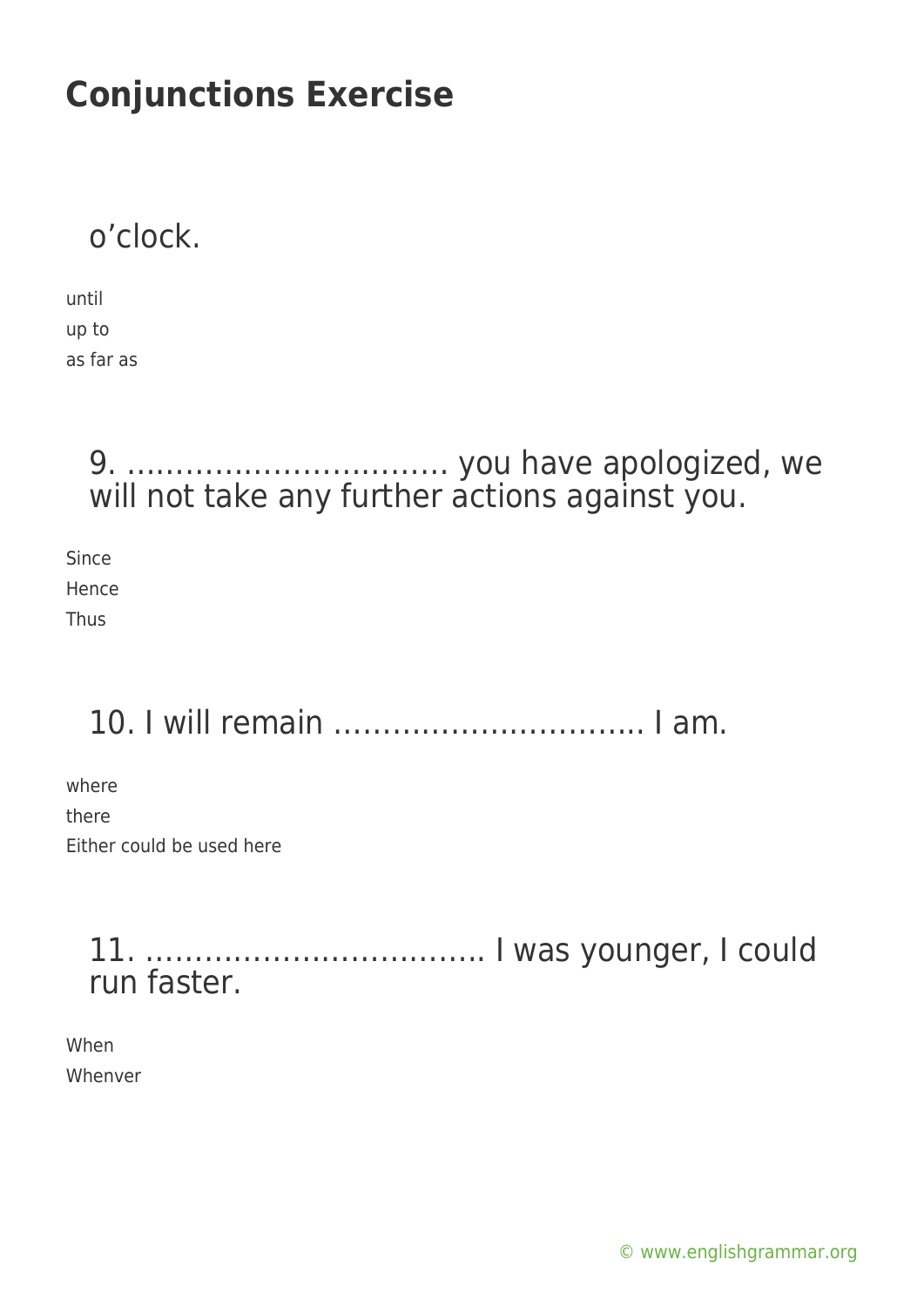# Conjunctions Exercise

o'clock.

until
up to
as far as

## 9. ……………………….… you have apologized, we will not take any further actions against you.

Since
Hence
Thus

## 10. I will remain ………………………….. I am.

where
there
Either could be used here

## 11. …………………………….. I was younger, I could run faster.

When
Whenver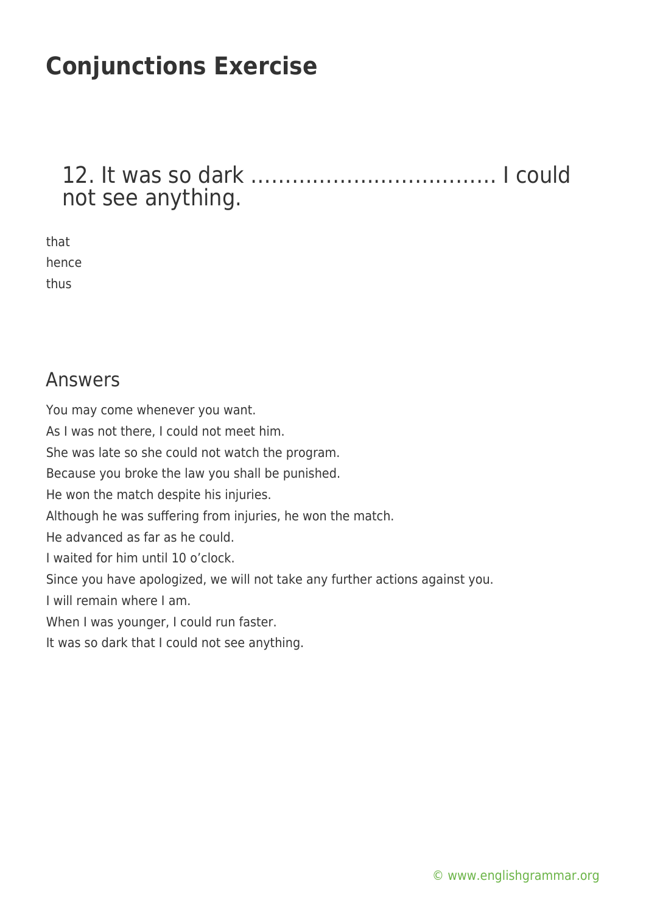# Conjunctions Exercise

## 12. It was so dark ……………………………… I could not see anything.

that
hence
thus

## Answers

You may come whenever you want.
As I was not there, I could not meet him.
She was late so she could not watch the program.
Because you broke the law you shall be punished.
He won the match despite his injuries.
Although he was suffering from injuries, he won the match.
He advanced as far as he could.
I waited for him until 10 o'clock.
Since you have apologized, we will not take any further actions against you.
I will remain where I am.
When I was younger, I could run faster.
It was so dark that I could not see anything.

© www.englishgrammar.org